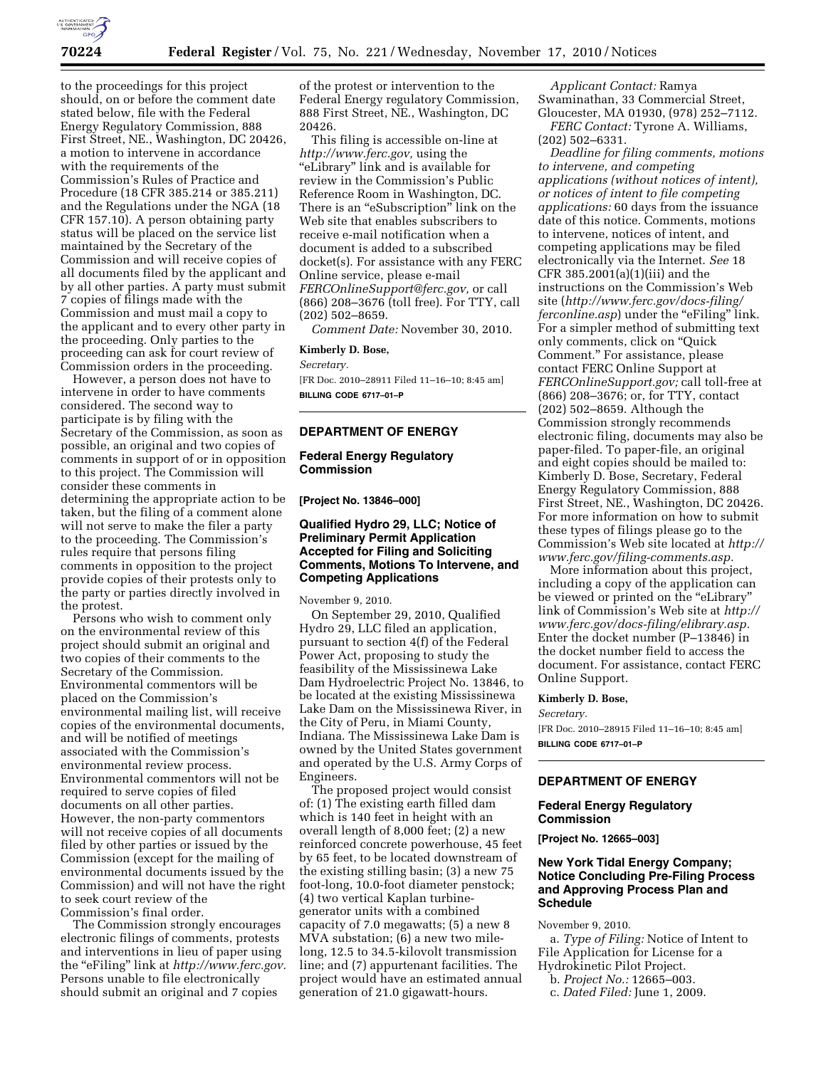to the proceedings for this project should, on or before the comment date stated below, file with the Federal Energy Regulatory Commission, 888 First Street, NE., Washington, DC 20426, a motion to intervene in accordance with the requirements of the Commission's Rules of Practice and Procedure (18 CFR 385.214 or 385.211) and the Regulations under the NGA (18 CFR 157.10). A person obtaining party status will be placed on the service list maintained by the Secretary of the Commission and will receive copies of all documents filed by the applicant and by all other parties. A party must submit 7 copies of filings made with the Commission and must mail a copy to the applicant and to every other party in the proceeding. Only parties to the proceeding can ask for court review of Commission orders in the proceeding.

However, a person does not have to intervene in order to have comments considered. The second way to participate is by filing with the Secretary of the Commission, as soon as possible, an original and two copies of comments in support of or in opposition to this project. The Commission will consider these comments in determining the appropriate action to be taken, but the filing of a comment alone will not serve to make the filer a party to the proceeding. The Commission's rules require that persons filing comments in opposition to the project provide copies of their protests only to the party or parties directly involved in the protest.

Persons who wish to comment only on the environmental review of this project should submit an original and two copies of their comments to the Secretary of the Commission. Environmental commentors will be placed on the Commission's environmental mailing list, will receive copies of the environmental documents, and will be notified of meetings associated with the Commission's environmental review process. Environmental commentors will not be required to serve copies of filed documents on all other parties. However, the non-party commentors will not receive copies of all documents filed by other parties or issued by the Commission (except for the mailing of environmental documents issued by the Commission) and will not have the right to seek court review of the Commission's final order.

The Commission strongly encourages electronic filings of comments, protests and interventions in lieu of paper using the "eFiling" link at *http://www.ferc.gov.* Persons unable to file electronically should submit an original and 7 copies of the protest or intervention to the Federal Energy regulatory Commission, 888 First Street, NE., Washington, DC 20426.

This filing is accessible on-line at *http://www.ferc.gov,* using the "eLibrary" link and is available for review in the Commission's Public Reference Room in Washington, DC. There is an "eSubscription" link on the Web site that enables subscribers to receive e-mail notification when a document is added to a subscribed docket(s). For assistance with any FERC Online service, please e-mail *FERCOnlineSupport@ferc.gov,* or call (866) 208–3676 (toll free). For TTY, call (202) 502–8659.

*Comment Date:* November 30, 2010.

**Kimberly D. Bose,**

*Secretary.*

[FR Doc. 2010–28911 Filed 11–16–10; 8:45 am]

**BILLING CODE 6717–01–P**

## DEPARTMENT OF ENERGY

### Federal Energy Regulatory Commission

**[Project No. 13846–000]**

### Qualified Hydro 29, LLC; Notice of Preliminary Permit Application Accepted for Filing and Soliciting Comments, Motions To Intervene, and Competing Applications

November 9, 2010.

On September 29, 2010, Qualified Hydro 29, LLC filed an application, pursuant to section 4(f) of the Federal Power Act, proposing to study the feasibility of the Mississinewa Lake Dam Hydroelectric Project No. 13846, to be located at the existing Mississinewa Lake Dam on the Mississinewa River, in the City of Peru, in Miami County, Indiana. The Mississinewa Lake Dam is owned by the United States government and operated by the U.S. Army Corps of Engineers.

The proposed project would consist of: (1) The existing earth filled dam which is 140 feet in height with an overall length of 8,000 feet; (2) a new reinforced concrete powerhouse, 45 feet by 65 feet, to be located downstream of the existing stilling basin; (3) a new 75 foot-long, 10.0-foot diameter penstock; (4) two vertical Kaplan turbine-generator units with a combined capacity of 7.0 megawatts; (5) a new 8 MVA substation; (6) a new two mile-long, 12.5 to 34.5-kilovolt transmission line; and (7) appurtenant facilities. The project would have an estimated annual generation of 21.0 gigawatt-hours.

*Applicant Contact:* Ramya Swaminathan, 33 Commercial Street, Gloucester, MA 01930, (978) 252–7112.

*FERC Contact:* Tyrone A. Williams, (202) 502–6331.

*Deadline for filing comments, motions to intervene, and competing applications (without notices of intent), or notices of intent to file competing applications:* 60 days from the issuance date of this notice. Comments, motions to intervene, notices of intent, and competing applications may be filed electronically via the Internet. *See* 18 CFR 385.2001(a)(1)(iii) and the instructions on the Commission's Web site (*http://www.ferc.gov/docs-filing/ferconline.asp*) under the "eFiling" link. For a simpler method of submitting text only comments, click on "Quick Comment." For assistance, please contact FERC Online Support at *FERCOnlineSupport.gov;* call toll-free at (866) 208–3676; or, for TTY, contact (202) 502–8659. Although the Commission strongly recommends electronic filing, documents may also be paper-filed. To paper-file, an original and eight copies should be mailed to: Kimberly D. Bose, Secretary, Federal Energy Regulatory Commission, 888 First Street, NE., Washington, DC 20426. For more information on how to submit these types of filings please go to the Commission's Web site located at *http://www.ferc.gov/filing-comments.asp.*

More information about this project, including a copy of the application can be viewed or printed on the "eLibrary" link of Commission's Web site at *http://www.ferc.gov/docs-filing/elibrary.asp.* Enter the docket number (P–13846) in the docket number field to access the document. For assistance, contact FERC Online Support.

**Kimberly D. Bose,**

*Secretary.*

[FR Doc. 2010–28915 Filed 11–16–10; 8:45 am]

**BILLING CODE 6717–01–P**

## DEPARTMENT OF ENERGY

### Federal Energy Regulatory Commission

**[Project No. 12665–003]**

### New York Tidal Energy Company; Notice Concluding Pre-Filing Process and Approving Process Plan and Schedule

November 9, 2010.

a. *Type of Filing:* Notice of Intent to File Application for License for a Hydrokinetic Pilot Project.

b. *Project No.:* 12665–003.

c. *Dated Filed:* June 1, 2009.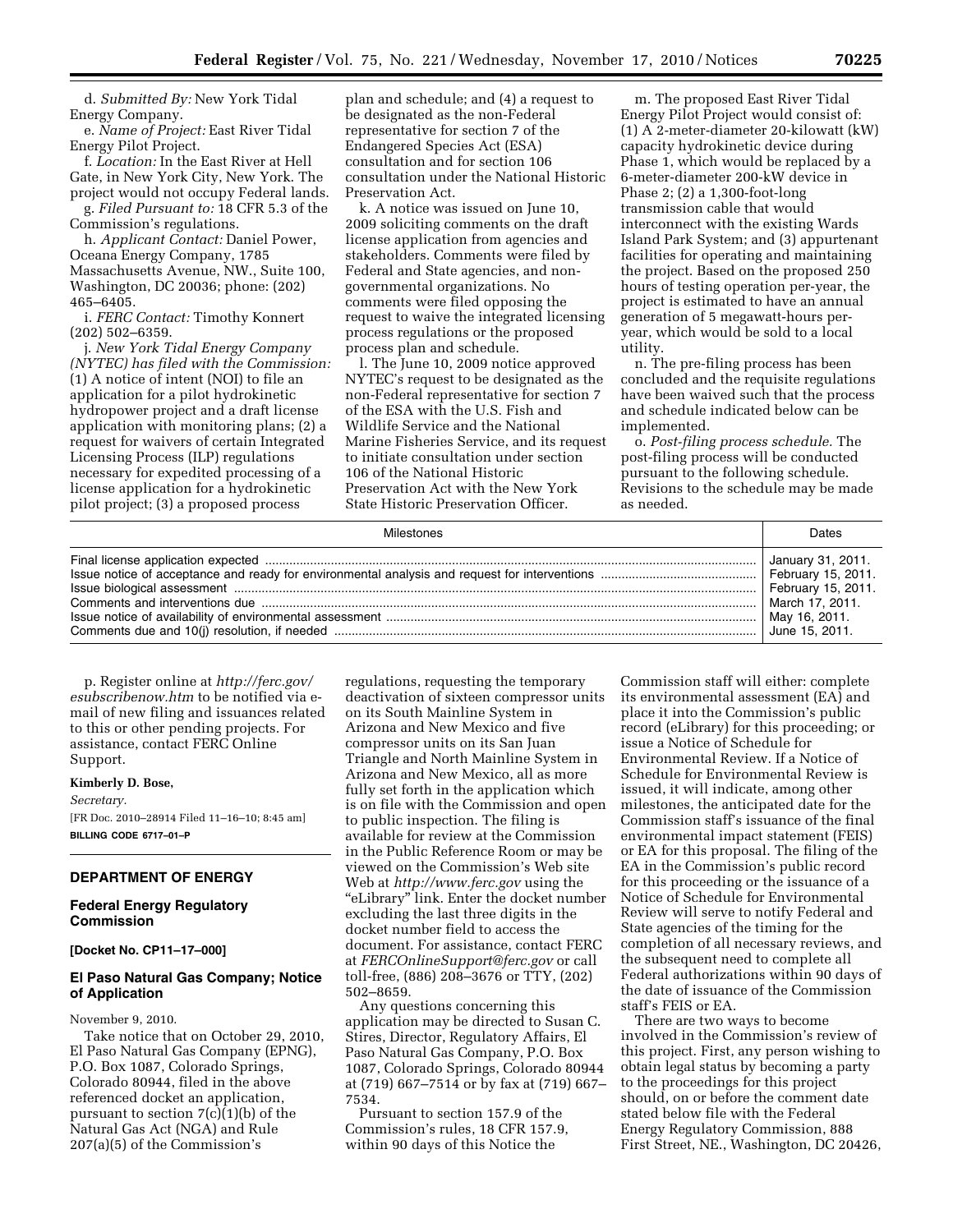d. *Submitted By:* New York Tidal Energy Company.

e. *Name of Project:* East River Tidal Energy Pilot Project.

f. *Location:* In the East River at Hell Gate, in New York City, New York. The project would not occupy Federal lands.

g. *Filed Pursuant to:* 18 CFR 5.3 of the Commission's regulations.

h. *Applicant Contact:* Daniel Power, Oceana Energy Company, 1785 Massachusetts Avenue, NW., Suite 100, Washington, DC 20036; phone: (202) 465–6405.

i. *FERC Contact:* Timothy Konnert (202) 502–6359.

j. *New York Tidal Energy Company (NYTEC) has filed with the Commission:* (1) A notice of intent (NOI) to file an application for a pilot hydrokinetic hydropower project and a draft license application with monitoring plans; (2) a request for waivers of certain Integrated Licensing Process (ILP) regulations necessary for expedited processing of a license application for a hydrokinetic pilot project; (3) a proposed process plan and schedule; and (4) a request to be designated as the non-Federal representative for section 7 of the Endangered Species Act (ESA) consultation and for section 106 consultation under the National Historic Preservation Act.

k. A notice was issued on June 10, 2009 soliciting comments on the draft license application from agencies and stakeholders. Comments were filed by Federal and State agencies, and non-governmental organizations. No comments were filed opposing the request to waive the integrated licensing process regulations or the proposed process plan and schedule.

l. The June 10, 2009 notice approved NYTEC's request to be designated as the non-Federal representative for section 7 of the ESA with the U.S. Fish and Wildlife Service and the National Marine Fisheries Service, and its request to initiate consultation under section 106 of the National Historic Preservation Act with the New York State Historic Preservation Officer.

m. The proposed East River Tidal Energy Pilot Project would consist of: (1) A 2-meter-diameter 20-kilowatt (kW) capacity hydrokinetic device during Phase 1, which would be replaced by a 6-meter-diameter 200-kW device in Phase 2; (2) a 1,300-foot-long transmission cable that would interconnect with the existing Wards Island Park System; and (3) appurtenant facilities for operating and maintaining the project. Based on the proposed 250 hours of testing operation per-year, the project is estimated to have an annual generation of 5 megawatt-hours per-year, which would be sold to a local utility.

n. The pre-filing process has been concluded and the requisite regulations have been waived such that the process and schedule indicated below can be implemented.

o. *Post-filing process schedule.* The post-filing process will be conducted pursuant to the following schedule. Revisions to the schedule may be made as needed.

| Milestones | Dates |
|---|---|
| Final license application expected | January 31, 2011. |
| Issue notice of acceptance and ready for environmental analysis and request for interventions | February 15, 2011. |
| Issue biological assessment | February 15, 2011. |
| Comments and interventions due | March 17, 2011. |
| Issue notice of availability of environmental assessment | May 16, 2011. |
| Comments due and 10(j) resolution, if needed | June 15, 2011. |

p. Register online at *http://ferc.gov/esubscribenow.htm* to be notified via e-mail of new filing and issuances related to this or other pending projects. For assistance, contact FERC Online Support.

**Kimberly D. Bose,**

*Secretary.*

[FR Doc. 2010–28914 Filed 11–16–10; 8:45 am]

**BILLING CODE 6717–01–P**

## DEPARTMENT OF ENERGY

### Federal Energy Regulatory Commission

**[Docket No. CP11–17–000]**

### El Paso Natural Gas Company; Notice of Application

November 9, 2010.

Take notice that on October 29, 2010, El Paso Natural Gas Company (EPNG), P.O. Box 1087, Colorado Springs, Colorado 80944, filed in the above referenced docket an application, pursuant to section 7(c)(1)(b) of the Natural Gas Act (NGA) and Rule 207(a)(5) of the Commission's regulations, requesting the temporary deactivation of sixteen compressor units on its South Mainline System in Arizona and New Mexico and five compressor units on its San Juan Triangle and North Mainline System in Arizona and New Mexico, all as more fully set forth in the application which is on file with the Commission and open to public inspection. The filing is available for review at the Commission in the Public Reference Room or may be viewed on the Commission's Web site Web at *http://www.ferc.gov* using the "eLibrary" link. Enter the docket number excluding the last three digits in the docket number field to access the document. For assistance, contact FERC at *FERCOnlineSupport@ferc.gov* or call toll-free, (886) 208–3676 or TTY, (202) 502–8659.

Any questions concerning this application may be directed to Susan C. Stires, Director, Regulatory Affairs, El Paso Natural Gas Company, P.O. Box 1087, Colorado Springs, Colorado 80944 at (719) 667–7514 or by fax at (719) 667–7534.

Pursuant to section 157.9 of the Commission's rules, 18 CFR 157.9, within 90 days of this Notice the Commission staff will either: complete its environmental assessment (EA) and place it into the Commission's public record (eLibrary) for this proceeding; or issue a Notice of Schedule for Environmental Review. If a Notice of Schedule for Environmental Review is issued, it will indicate, among other milestones, the anticipated date for the Commission staff's issuance of the final environmental impact statement (FEIS) or EA for this proposal. The filing of the EA in the Commission's public record for this proceeding or the issuance of a Notice of Schedule for Environmental Review will serve to notify Federal and State agencies of the timing for the completion of all necessary reviews, and the subsequent need to complete all Federal authorizations within 90 days of the date of issuance of the Commission staff's FEIS or EA.

There are two ways to become involved in the Commission's review of this project. First, any person wishing to obtain legal status by becoming a party to the proceedings for this project should, on or before the comment date stated below file with the Federal Energy Regulatory Commission, 888 First Street, NE., Washington, DC 20426,